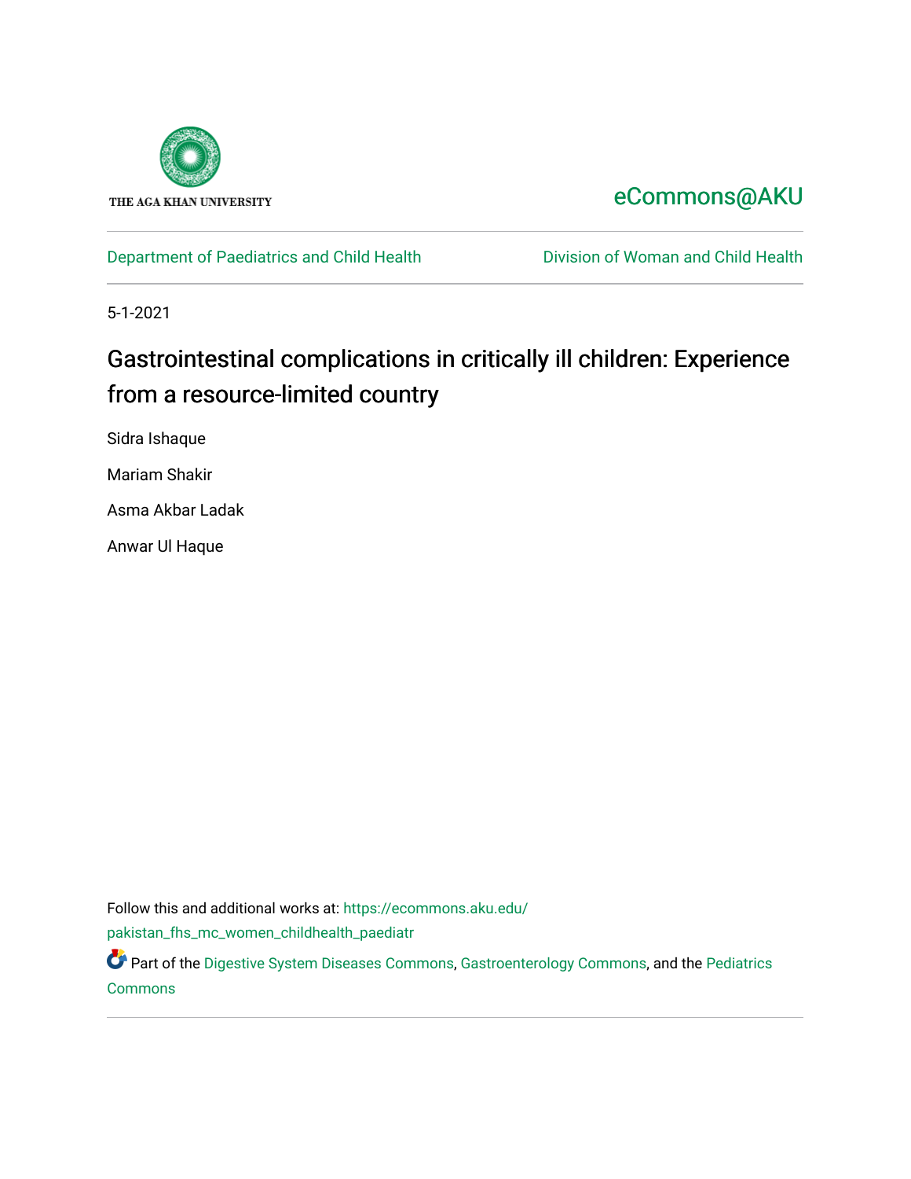THE AGA KHAN UNIVERSITY

eCommons@AKU

Department of Paediatrics and Child Health | Division of Woman and Child Health

5-1-2021

# Gastrointestinal complications in critically ill children: Experience from a resource-limited country

Sidra Ishaque

Mariam Shakir

Asma Akbar Ladak

Anwar Ul Haque

Follow this and additional works at: https://ecommons.aku.edu/pakistan_fhs_mc_women_childhealth_paediatr

Part of the Digestive System Diseases Commons, Gastroenterology Commons, and the Pediatrics Commons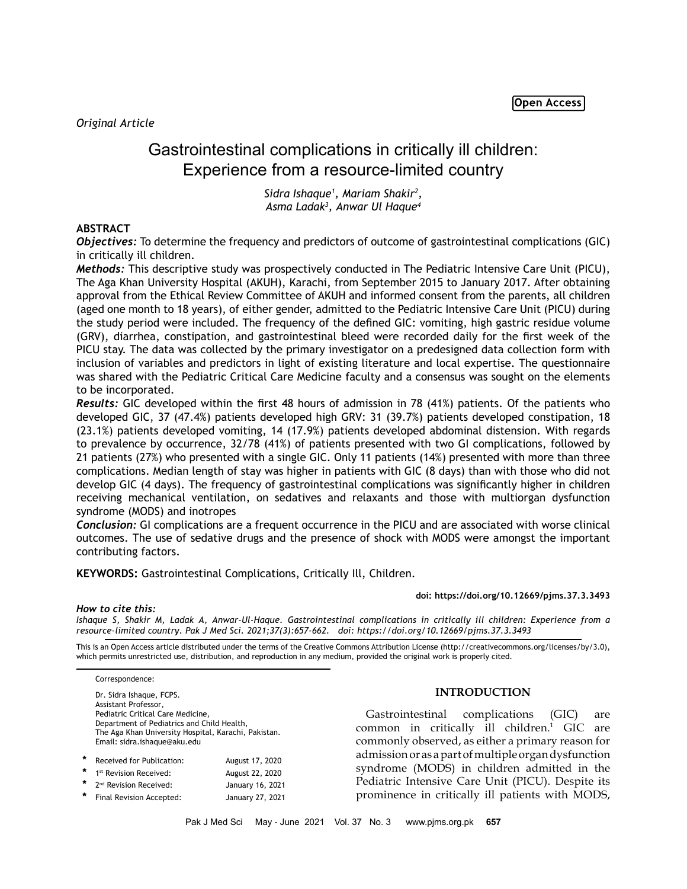*Original Article*

# Gastrointestinal complications in critically ill children: Experience from a resource-limited country

*Sidra Ishaque[1], Mariam Shakir[2], Asma Ladak[3], Anwar Ul Haque[4]*

## ABSTRACT

***Objectives:*** To determine the frequency and predictors of outcome of gastrointestinal complications (GIC) in critically ill children.

***Methods:*** This descriptive study was prospectively conducted in The Pediatric Intensive Care Unit (PICU), The Aga Khan University Hospital (AKUH), Karachi, from September 2015 to January 2017. After obtaining approval from the Ethical Review Committee of AKUH and informed consent from the parents, all children (aged one month to 18 years), of either gender, admitted to the Pediatric Intensive Care Unit (PICU) during the study period were included. The frequency of the defined GIC: vomiting, high gastric residue volume (GRV), diarrhea, constipation, and gastrointestinal bleed were recorded daily for the first week of the PICU stay. The data was collected by the primary investigator on a predesigned data collection form with inclusion of variables and predictors in light of existing literature and local expertise. The questionnaire was shared with the Pediatric Critical Care Medicine faculty and a consensus was sought on the elements to be incorporated.

***Results:*** GIC developed within the first 48 hours of admission in 78 (41%) patients. Of the patients who developed GIC, 37 (47.4%) patients developed high GRV: 31 (39.7%) patients developed constipation, 18 (23.1%) patients developed vomiting, 14 (17.9%) patients developed abdominal distension. With regards to prevalence by occurrence, 32/78 (41%) of patients presented with two GI complications, followed by 21 patients (27%) who presented with a single GIC. Only 11 patients (14%) presented with more than three complications. Median length of stay was higher in patients with GIC (8 days) than with those who did not develop GIC (4 days). The frequency of gastrointestinal complications was significantly higher in children receiving mechanical ventilation, on sedatives and relaxants and those with multiorgan dysfunction syndrome (MODS) and inotropes

***Conclusion:*** GI complications are a frequent occurrence in the PICU and are associated with worse clinical outcomes. The use of sedative drugs and the presence of shock with MODS were amongst the important contributing factors.

**KEYWORDS:** Gastrointestinal Complications, Critically Ill, Children.

**doi: https://doi.org/10.12669/pjms.37.3.3493**

***How to cite this:***
*Ishaque S, Shakir M, Ladak A, Anwar-Ul-Haque. Gastrointestinal complications in critically ill children: Experience from a resource-limited country. Pak J Med Sci. 2021;37(3):657-662. doi: https://doi.org/10.12669/pjms.37.3.3493*

This is an Open Access article distributed under the terms of the Creative Commons Attribution License (http://creativecommons.org/licenses/by/3.0), which permits unrestricted use, distribution, and reproduction in any medium, provided the original work is properly cited.

Correspondence:

Dr. Sidra Ishaque, FCPS.
Assistant Professor,
Pediatric Critical Care Medicine,
Department of Pediatrics and Child Health,
The Aga Khan University Hospital, Karachi, Pakistan.
Email: sidra.ishaque@aku.edu

- * Received for Publication: August 17, 2020
- * 1st Revision Received: August 22, 2020
- * 2nd Revision Received: January 16, 2021
- * Final Revision Accepted: January 27, 2021

## INTRODUCTION

Gastrointestinal complications (GIC) are common in critically ill children.[1] GIC are commonly observed, as either a primary reason for admission or as a part of multiple organ dysfunction syndrome (MODS) in children admitted in the Pediatric Intensive Care Unit (PICU). Despite its prominence in critically ill patients with MODS,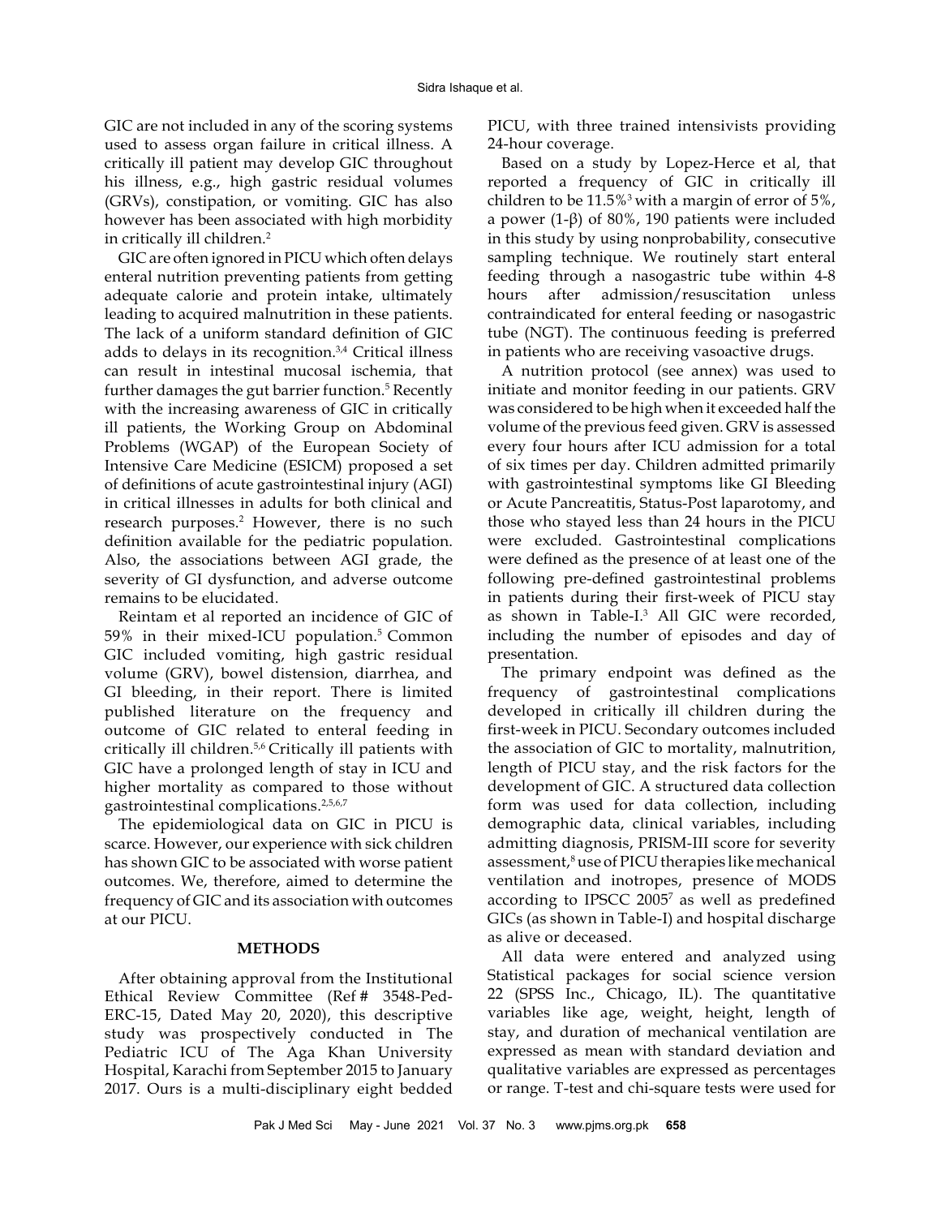GIC are not included in any of the scoring systems used to assess organ failure in critical illness. A critically ill patient may develop GIC throughout his illness, e.g., high gastric residual volumes (GRVs), constipation, or vomiting. GIC has also however has been associated with high morbidity in critically ill children.[2]

GIC are often ignored in PICU which often delays enteral nutrition preventing patients from getting adequate calorie and protein intake, ultimately leading to acquired malnutrition in these patients. The lack of a uniform standard definition of GIC adds to delays in its recognition.[3,4] Critical illness can result in intestinal mucosal ischemia, that further damages the gut barrier function.[5] Recently with the increasing awareness of GIC in critically ill patients, the Working Group on Abdominal Problems (WGAP) of the European Society of Intensive Care Medicine (ESICM) proposed a set of definitions of acute gastrointestinal injury (AGI) in critical illnesses in adults for both clinical and research purposes.[2] However, there is no such definition available for the pediatric population. Also, the associations between AGI grade, the severity of GI dysfunction, and adverse outcome remains to be elucidated.

Reintam et al reported an incidence of GIC of 59% in their mixed-ICU population.[5] Common GIC included vomiting, high gastric residual volume (GRV), bowel distension, diarrhea, and GI bleeding, in their report. There is limited published literature on the frequency and outcome of GIC related to enteral feeding in critically ill children.[5,6] Critically ill patients with GIC have a prolonged length of stay in ICU and higher mortality as compared to those without gastrointestinal complications.[2,5,6,7]

The epidemiological data on GIC in PICU is scarce. However, our experience with sick children has shown GIC to be associated with worse patient outcomes. We, therefore, aimed to determine the frequency of GIC and its association with outcomes at our PICU.

## METHODS

After obtaining approval from the Institutional Ethical Review Committee (Ref # 3548-Ped-ERC-15, Dated May 20, 2020), this descriptive study was prospectively conducted in The Pediatric ICU of The Aga Khan University Hospital, Karachi from September 2015 to January 2017. Ours is a multi-disciplinary eight bedded PICU, with three trained intensivists providing 24-hour coverage.

Based on a study by Lopez-Herce et al, that reported a frequency of GIC in critically ill children to be 11.5%[3] with a margin of error of 5%, a power (1-β) of 80%, 190 patients were included in this study by using nonprobability, consecutive sampling technique. We routinely start enteral feeding through a nasogastric tube within 4-8 hours after admission/resuscitation unless contraindicated for enteral feeding or nasogastric tube (NGT). The continuous feeding is preferred in patients who are receiving vasoactive drugs.

A nutrition protocol (see annex) was used to initiate and monitor feeding in our patients. GRV was considered to be high when it exceeded half the volume of the previous feed given. GRV is assessed every four hours after ICU admission for a total of six times per day. Children admitted primarily with gastrointestinal symptoms like GI Bleeding or Acute Pancreatitis, Status-Post laparotomy, and those who stayed less than 24 hours in the PICU were excluded. Gastrointestinal complications were defined as the presence of at least one of the following pre-defined gastrointestinal problems in patients during their first-week of PICU stay as shown in Table-I.[3] All GIC were recorded, including the number of episodes and day of presentation.

The primary endpoint was defined as the frequency of gastrointestinal complications developed in critically ill children during the first-week in PICU. Secondary outcomes included the association of GIC to mortality, malnutrition, length of PICU stay, and the risk factors for the development of GIC. A structured data collection form was used for data collection, including demographic data, clinical variables, including admitting diagnosis, PRISM-III score for severity assessment,[8] use of PICU therapies like mechanical ventilation and inotropes, presence of MODS according to IPSCC 2005[7] as well as predefined GICs (as shown in Table-I) and hospital discharge as alive or deceased.

All data were entered and analyzed using Statistical packages for social science version 22 (SPSS Inc., Chicago, IL). The quantitative variables like age, weight, height, length of stay, and duration of mechanical ventilation are expressed as mean with standard deviation and qualitative variables are expressed as percentages or range. T-test and chi-square tests were used for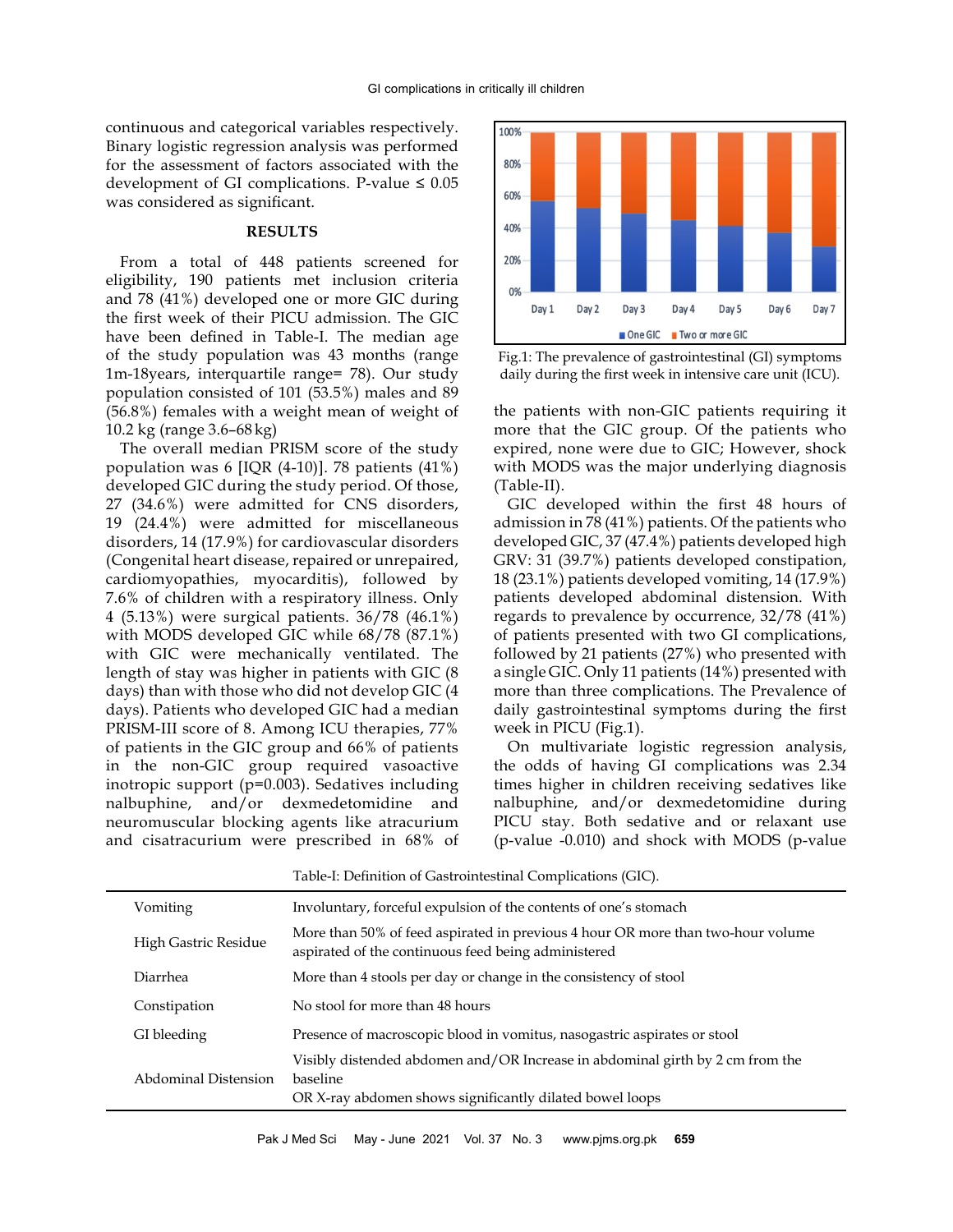continuous and categorical variables respectively. Binary logistic regression analysis was performed for the assessment of factors associated with the development of GI complications. P-value ≤ 0.05 was considered as significant.

## RESULTS

From a total of 448 patients screened for eligibility, 190 patients met inclusion criteria and 78 (41%) developed one or more GIC during the first week of their PICU admission. The GIC have been defined in Table-I. The median age of the study population was 43 months (range 1m-18years, interquartile range= 78). Our study population consisted of 101 (53.5%) males and 89 (56.8%) females with a weight mean of weight of 10.2 kg (range 3.6–68 kg)

The overall median PRISM score of the study population was 6 [IQR (4-10)]. 78 patients (41%) developed GIC during the study period. Of those, 27 (34.6%) were admitted for CNS disorders, 19 (24.4%) were admitted for miscellaneous disorders, 14 (17.9%) for cardiovascular disorders (Congenital heart disease, repaired or unrepaired, cardiomyopathies, myocarditis), followed by 7.6% of children with a respiratory illness. Only 4 (5.13%) were surgical patients. 36/78 (46.1%) with MODS developed GIC while 68/78 (87.1%) with GIC were mechanically ventilated. The length of stay was higher in patients with GIC (8 days) than with those who did not develop GIC (4 days). Patients who developed GIC had a median PRISM-III score of 8. Among ICU therapies, 77% of patients in the GIC group and 66% of patients in the non-GIC group required vasoactive inotropic support (p=0.003). Sedatives including nalbuphine, and/or dexmedetomidine and neuromuscular blocking agents like atracurium and cisatracurium were prescribed in 68% of the patients with non-GIC patients requiring it more that the GIC group. Of the patients who expired, none were due to GIC; However, shock with MODS was the major underlying diagnosis (Table-II).

Fig.1: The prevalence of gastrointestinal (GI) symptoms daily during the first week in intensive care unit (ICU).

GIC developed within the first 48 hours of admission in 78 (41%) patients. Of the patients who developed GIC, 37 (47.4%) patients developed high GRV: 31 (39.7%) patients developed constipation, 18 (23.1%) patients developed vomiting, 14 (17.9%) patients developed abdominal distension. With regards to prevalence by occurrence, 32/78 (41%) of patients presented with two GI complications, followed by 21 patients (27%) who presented with a single GIC. Only 11 patients (14%) presented with more than three complications. The Prevalence of daily gastrointestinal symptoms during the first week in PICU (Fig.1).

On multivariate logistic regression analysis, the odds of having GI complications was 2.34 times higher in children receiving sedatives like nalbuphine, and/or dexmedetomidine during PICU stay. Both sedative and or relaxant use (p-value -0.010) and shock with MODS (p-value

Table-I: Definition of Gastrointestinal Complications (GIC).

| | |
|---|---|
| Vomiting | Involuntary, forceful expulsion of the contents of one's stomach |
| High Gastric Residue | More than 50% of feed aspirated in previous 4 hour OR more than two-hour volume aspirated of the continuous feed being administered |
| Diarrhea | More than 4 stools per day or change in the consistency of stool |
| Constipation | No stool for more than 48 hours |
| GI bleeding | Presence of macroscopic blood in vomitus, nasogastric aspirates or stool |
| Abdominal Distension | Visibly distended abdomen and/OR Increase in abdominal girth by 2 cm from the baseline OR X-ray abdomen shows significantly dilated bowel loops |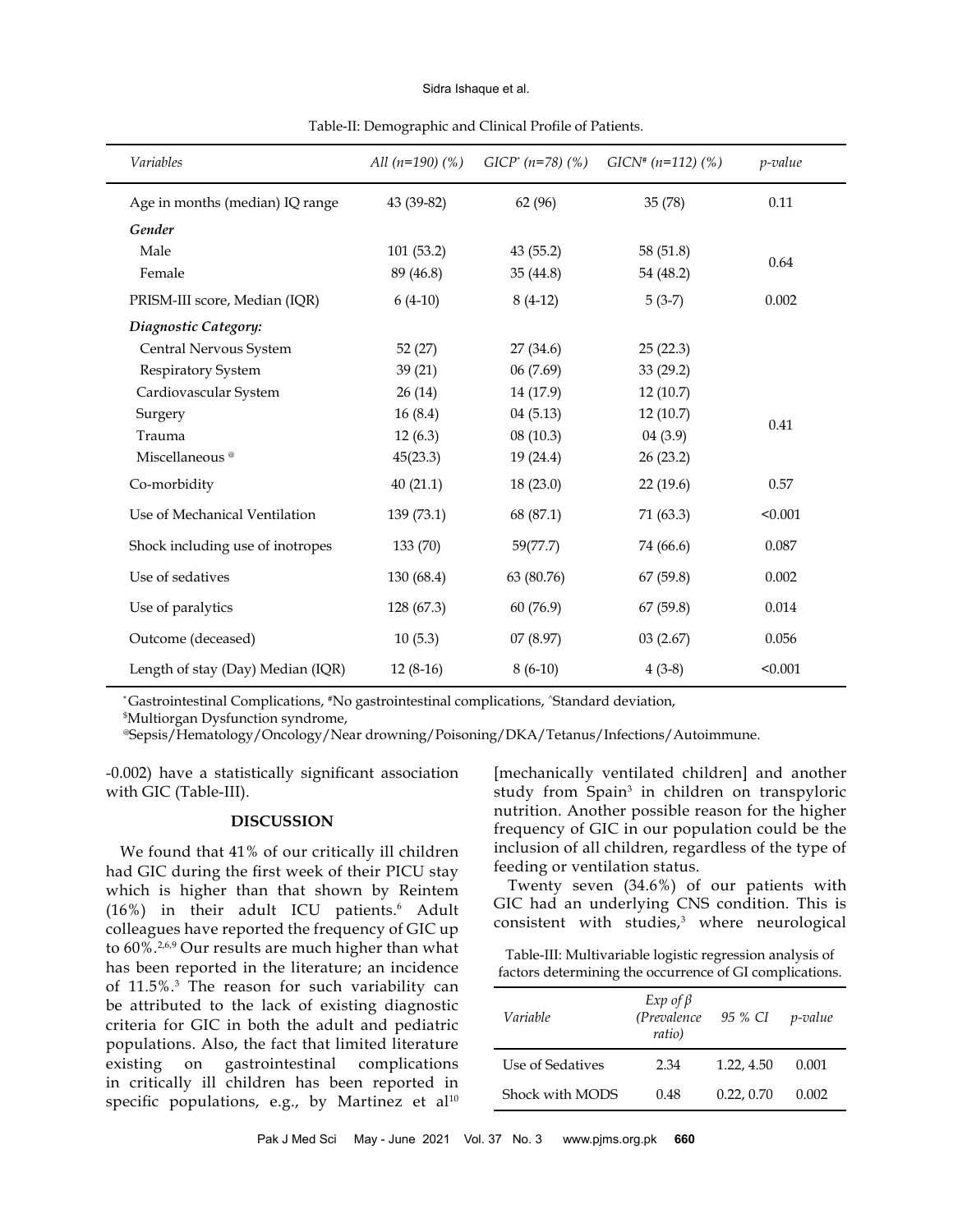Table-II: Demographic and Clinical Profile of Patients.

| *Variables* | *All (n=190) (%)* | *GICP\* (n=78) (%)* | *GICN# (n=112) (%)* | *p-value* |
|---|---|---|---|---|
| Age in months (median) IQ range | 43 (39-82) | 62 (96) | 35 (78) | 0.11 |
| ***Gender*** | | | | |
| Male | 101 (53.2) | 43 (55.2) | 58 (51.8) | 0.64 |
| Female | 89 (46.8) | 35 (44.8) | 54 (48.2) | |
| PRISM-III score, Median (IQR) | 6 (4-10) | 8 (4-12) | 5 (3-7) | 0.002 |
| ***Diagnostic Category:*** | | | | |
| Central Nervous System | 52 (27) | 27 (34.6) | 25 (22.3) | 0.41 |
| Respiratory System | 39 (21) | 06 (7.69) | 33 (29.2) | |
| Cardiovascular System | 26 (14) | 14 (17.9) | 12 (10.7) | |
| Surgery | 16 (8.4) | 04 (5.13) | 12 (10.7) | |
| Trauma | 12 (6.3) | 08 (10.3) | 04 (3.9) | |
| Miscellaneous @ | 45(23.3) | 19 (24.4) | 26 (23.2) | |
| Co-morbidity | 40 (21.1) | 18 (23.0) | 22 (19.6) | 0.57 |
| Use of Mechanical Ventilation | 139 (73.1) | 68 (87.1) | 71 (63.3) | <0.001 |
| Shock including use of inotropes | 133 (70) | 59(77.7) | 74 (66.6) | 0.087 |
| Use of sedatives | 130 (68.4) | 63 (80.76) | 67 (59.8) | 0.002 |
| Use of paralytics | 128 (67.3) | 60 (76.9) | 67 (59.8) | 0.014 |
| Outcome (deceased) | 10 (5.3) | 07 (8.97) | 03 (2.67) | 0.056 |
| Length of stay (Day) Median (IQR) | 12 (8-16) | 8 (6-10) | 4 (3-8) | <0.001 |

\*Gastrointestinal Complications, #No gastrointestinal complications, ^Standard deviation,
$Multiorgan Dysfunction syndrome,
@Sepsis/Hematology/Oncology/Near drowning/Poisoning/DKA/Tetanus/Infections/Autoimmune.

-0.002) have a statistically significant association with GIC (Table-III).

## DISCUSSION

We found that 41% of our critically ill children had GIC during the first week of their PICU stay which is higher than that shown by Reintem (16%) in their adult ICU patients.[6] Adult colleagues have reported the frequency of GIC up to 60%.[2,6,9] Our results are much higher than what has been reported in the literature; an incidence of 11.5%.[3] The reason for such variability can be attributed to the lack of existing diagnostic criteria for GIC in both the adult and pediatric populations. Also, the fact that limited literature existing on gastrointestinal complications in critically ill children has been reported in specific populations, e.g., by Martinez et al[10] [mechanically ventilated children] and another study from Spain[3] in children on transpyloric nutrition. Another possible reason for the higher frequency of GIC in our population could be the inclusion of all children, regardless of the type of feeding or ventilation status.

Twenty seven (34.6%) of our patients with GIC had an underlying CNS condition. This is consistent with studies,[3] where neurological

Table-III: Multivariable logistic regression analysis of factors determining the occurrence of GI complications.

| *Variable* | *Exp of β (Prevalence ratio)* | *95 % CI* | *p-value* |
|---|---|---|---|
| Use of Sedatives | 2.34 | 1.22, 4.50 | 0.001 |
| Shock with MODS | 0.48 | 0.22, 0.70 | 0.002 |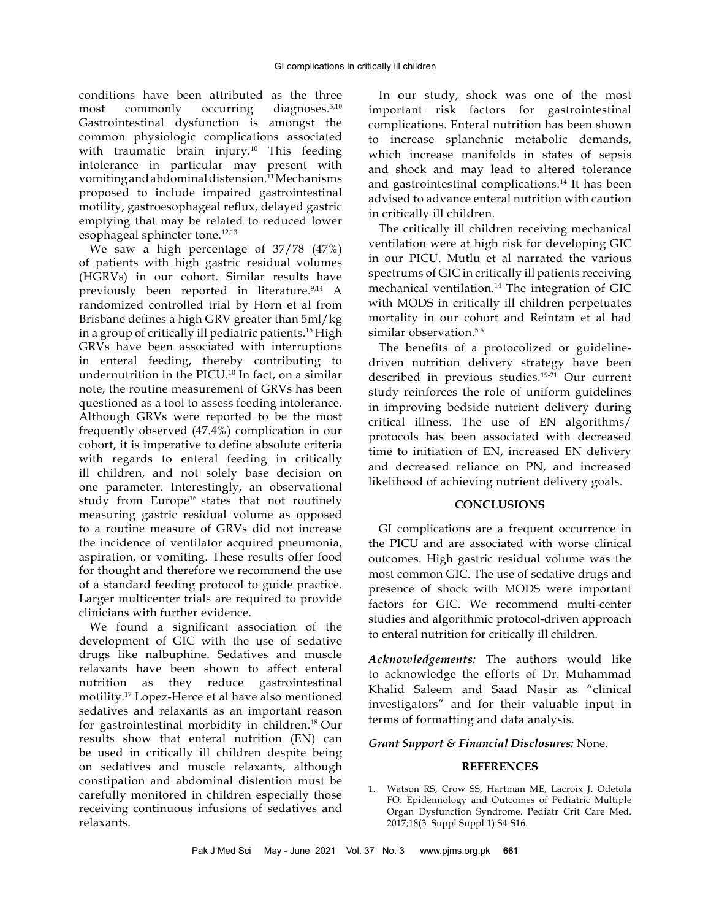conditions have been attributed as the three most commonly occurring diagnoses.[3,10] Gastrointestinal dysfunction is amongst the common physiologic complications associated with traumatic brain injury.[10] This feeding intolerance in particular may present with vomiting and abdominal distension.[11] Mechanisms proposed to include impaired gastrointestinal motility, gastroesophageal reflux, delayed gastric emptying that may be related to reduced lower esophageal sphincter tone.[12,13]

We saw a high percentage of 37/78 (47%) of patients with high gastric residual volumes (HGRVs) in our cohort. Similar results have previously been reported in literature.[9,14] A randomized controlled trial by Horn et al from Brisbane defines a high GRV greater than 5ml/kg in a group of critically ill pediatric patients.[15] High GRVs have been associated with interruptions in enteral feeding, thereby contributing to undernutrition in the PICU.[10] In fact, on a similar note, the routine measurement of GRVs has been questioned as a tool to assess feeding intolerance. Although GRVs were reported to be the most frequently observed (47.4%) complication in our cohort, it is imperative to define absolute criteria with regards to enteral feeding in critically ill children, and not solely base decision on one parameter. Interestingly, an observational study from Europe[16] states that not routinely measuring gastric residual volume as opposed to a routine measure of GRVs did not increase the incidence of ventilator acquired pneumonia, aspiration, or vomiting. These results offer food for thought and therefore we recommend the use of a standard feeding protocol to guide practice. Larger multicenter trials are required to provide clinicians with further evidence.

We found a significant association of the development of GIC with the use of sedative drugs like nalbuphine. Sedatives and muscle relaxants have been shown to affect enteral nutrition as they reduce gastrointestinal motility.[17] Lopez-Herce et al have also mentioned sedatives and relaxants as an important reason for gastrointestinal morbidity in children.[18] Our results show that enteral nutrition (EN) can be used in critically ill children despite being on sedatives and muscle relaxants, although constipation and abdominal distention must be carefully monitored in children especially those receiving continuous infusions of sedatives and relaxants.

In our study, shock was one of the most important risk factors for gastrointestinal complications. Enteral nutrition has been shown to increase splanchnic metabolic demands, which increase manifolds in states of sepsis and shock and may lead to altered tolerance and gastrointestinal complications.[14] It has been advised to advance enteral nutrition with caution in critically ill children.

The critically ill children receiving mechanical ventilation were at high risk for developing GIC in our PICU. Mutlu et al narrated the various spectrums of GIC in critically ill patients receiving mechanical ventilation.[14] The integration of GIC with MODS in critically ill children perpetuates mortality in our cohort and Reintam et al had similar observation.[5,6]

The benefits of a protocolized or guideline-driven nutrition delivery strategy have been described in previous studies.[19-21] Our current study reinforces the role of uniform guidelines in improving bedside nutrient delivery during critical illness. The use of EN algorithms/ protocols has been associated with decreased time to initiation of EN, increased EN delivery and decreased reliance on PN, and increased likelihood of achieving nutrient delivery goals.

## CONCLUSIONS

GI complications are a frequent occurrence in the PICU and are associated with worse clinical outcomes. High gastric residual volume was the most common GIC. The use of sedative drugs and presence of shock with MODS were important factors for GIC. We recommend multi-center studies and algorithmic protocol-driven approach to enteral nutrition for critically ill children.

***Acknowledgements:*** The authors would like to acknowledge the efforts of Dr. Muhammad Khalid Saleem and Saad Nasir as "clinical investigators" and for their valuable input in terms of formatting and data analysis.

***Grant Support & Financial Disclosures:*** None.

## REFERENCES

1. Watson RS, Crow SS, Hartman ME, Lacroix J, Odetola FO. Epidemiology and Outcomes of Pediatric Multiple Organ Dysfunction Syndrome. Pediatr Crit Care Med. 2017;18(3_Suppl Suppl 1):S4-S16.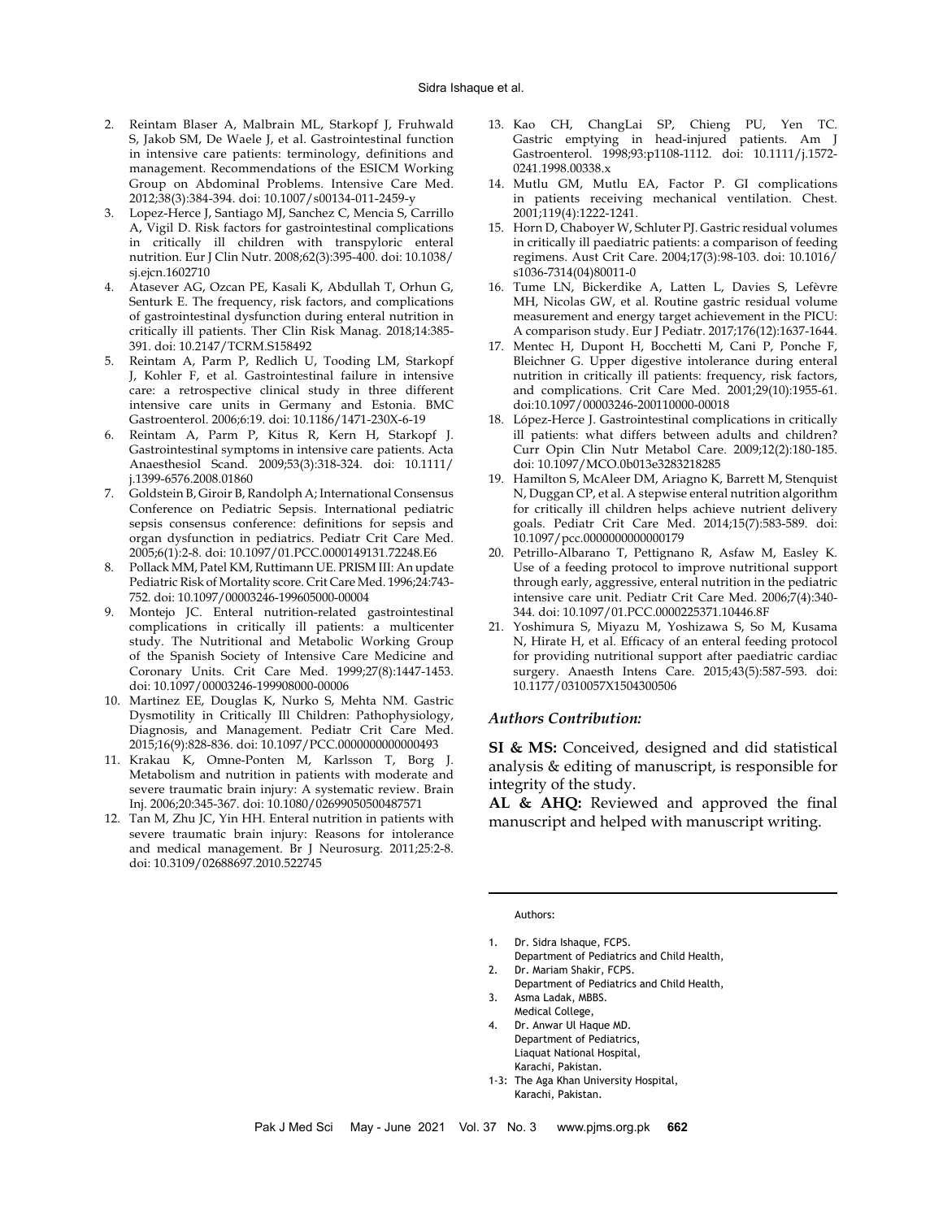2. Reintam Blaser A, Malbrain ML, Starkopf J, Fruhwald S, Jakob SM, De Waele J, et al. Gastrointestinal function in intensive care patients: terminology, definitions and management. Recommendations of the ESICM Working Group on Abdominal Problems. Intensive Care Med. 2012;38(3):384-394. doi: 10.1007/s00134-011-2459-y
3. Lopez-Herce J, Santiago MJ, Sanchez C, Mencia S, Carrillo A, Vigil D. Risk factors for gastrointestinal complications in critically ill children with transpyloric enteral nutrition. Eur J Clin Nutr. 2008;62(3):395-400. doi: 10.1038/sj.ejcn.1602710
4. Atasever AG, Ozcan PE, Kasali K, Abdullah T, Orhun G, Senturk E. The frequency, risk factors, and complications of gastrointestinal dysfunction during enteral nutrition in critically ill patients. Ther Clin Risk Manag. 2018;14:385-391. doi: 10.2147/TCRM.S158492
5. Reintam A, Parm P, Redlich U, Tooding LM, Starkopf J, Kohler F, et al. Gastrointestinal failure in intensive care: a retrospective clinical study in three different intensive care units in Germany and Estonia. BMC Gastroenterol. 2006;6:19. doi: 10.1186/1471-230X-6-19
6. Reintam A, Parm P, Kitus R, Kern H, Starkopf J. Gastrointestinal symptoms in intensive care patients. Acta Anaesthesiol Scand. 2009;53(3):318-324. doi: 10.1111/j.1399-6576.2008.01860
7. Goldstein B, Giroir B, Randolph A; International Consensus Conference on Pediatric Sepsis. International pediatric sepsis consensus conference: definitions for sepsis and organ dysfunction in pediatrics. Pediatr Crit Care Med. 2005;6(1):2-8. doi: 10.1097/01.PCC.0000149131.72248.E6
8. Pollack MM, Patel KM, Ruttimann UE. PRISM III: An update Pediatric Risk of Mortality score. Crit Care Med. 1996;24:743-752. doi: 10.1097/00003246-199605000-00004
9. Montejo JC. Enteral nutrition-related gastrointestinal complications in critically ill patients: a multicenter study. The Nutritional and Metabolic Working Group of the Spanish Society of Intensive Care Medicine and Coronary Units. Crit Care Med. 1999;27(8):1447-1453. doi: 10.1097/00003246-199908000-00006
10. Martinez EE, Douglas K, Nurko S, Mehta NM. Gastric Dysmotility in Critically Ill Children: Pathophysiology, Diagnosis, and Management. Pediatr Crit Care Med. 2015;16(9):828-836. doi: 10.1097/PCC.0000000000000493
11. Krakau K, Omne-Ponten M, Karlsson T, Borg J. Metabolism and nutrition in patients with moderate and severe traumatic brain injury: A systematic review. Brain Inj. 2006;20:345-367. doi: 10.1080/02699050500487571
12. Tan M, Zhu JC, Yin HH. Enteral nutrition in patients with severe traumatic brain injury: Reasons for intolerance and medical management. Br J Neurosurg. 2011;25:2-8. doi: 10.3109/02688697.2010.522745
13. Kao CH, ChangLai SP, Chieng PU, Yen TC. Gastric emptying in head-injured patients. Am J Gastroenterol. 1998;93:p1108-1112. doi: 10.1111/j.1572-0241.1998.00338.x
14. Mutlu GM, Mutlu EA, Factor P. GI complications in patients receiving mechanical ventilation. Chest. 2001;119(4):1222-1241.
15. Horn D, Chaboyer W, Schluter PJ. Gastric residual volumes in critically ill paediatric patients: a comparison of feeding regimens. Aust Crit Care. 2004;17(3):98-103. doi: 10.1016/s1036-7314(04)80011-0
16. Tume LN, Bickerdike A, Latten L, Davies S, Lefèvre MH, Nicolas GW, et al. Routine gastric residual volume measurement and energy target achievement in the PICU: A comparison study. Eur J Pediatr. 2017;176(12):1637-1644.
17. Mentec H, Dupont H, Bocchetti M, Cani P, Ponche F, Bleichner G. Upper digestive intolerance during enteral nutrition in critically ill patients: frequency, risk factors, and complications. Crit Care Med. 2001;29(10):1955-61. doi:10.1097/00003246-200110000-00018
18. López-Herce J. Gastrointestinal complications in critically ill patients: what differs between adults and children? Curr Opin Clin Nutr Metabol Care. 2009;12(2):180-185. doi: 10.1097/MCO.0b013e3283218285
19. Hamilton S, McAleer DM, Ariagno K, Barrett M, Stenquist N, Duggan CP, et al. A stepwise enteral nutrition algorithm for critically ill children helps achieve nutrient delivery goals. Pediatr Crit Care Med. 2014;15(7):583-589. doi: 10.1097/pcc.0000000000000179
20. Petrillo-Albarano T, Pettignano R, Asfaw M, Easley K. Use of a feeding protocol to improve nutritional support through early, aggressive, enteral nutrition in the pediatric intensive care unit. Pediatr Crit Care Med. 2006;7(4):340-344. doi: 10.1097/01.PCC.0000225371.10446.8F
21. Yoshimura S, Miyazu M, Yoshizawa S, So M, Kusama N, Hirate H, et al. Efficacy of an enteral feeding protocol for providing nutritional support after paediatric cardiac surgery. Anaesth Intens Care. 2015;43(5):587-593. doi: 10.1177/0310057X1504300506

### *Authors Contribution:*

**SI & MS:** Conceived, designed and did statistical analysis & editing of manuscript, is responsible for integrity of the study.

**AL & AHQ:** Reviewed and approved the final manuscript and helped with manuscript writing.

Authors:

1. Dr. Sidra Ishaque, FCPS.
   Department of Pediatrics and Child Health,
2. Dr. Mariam Shakir, FCPS.
   Department of Pediatrics and Child Health,
3. Asma Ladak, MBBS.
   Medical College,
4. Dr. Anwar Ul Haque MD.
   Department of Pediatrics,
   Liaquat National Hospital,
   Karachi, Pakistan.

1-3: The Aga Khan University Hospital,
Karachi, Pakistan.